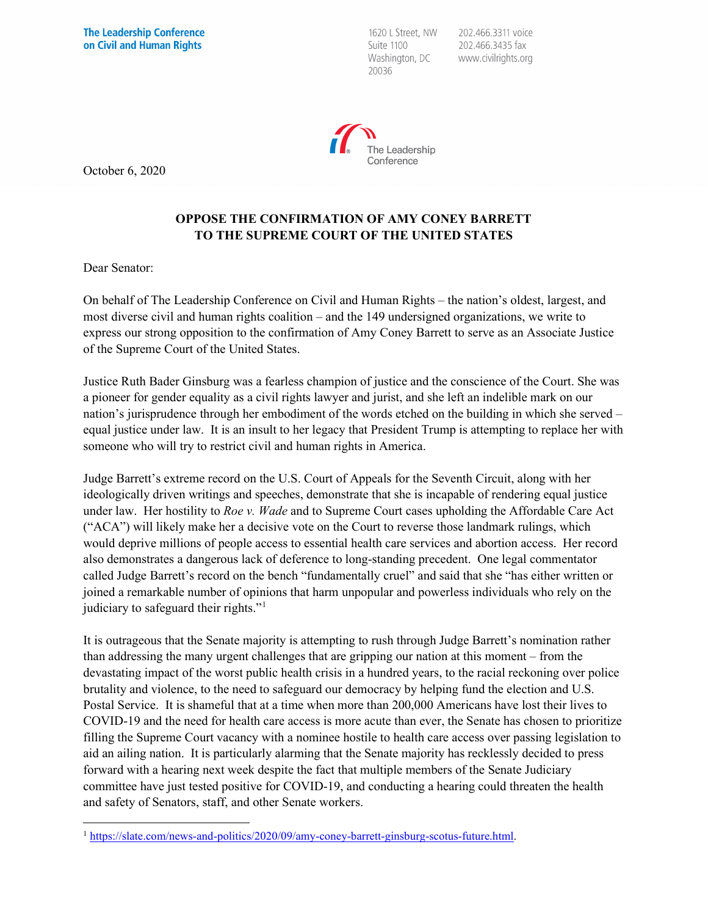**The Leadership Conference on Civil and Human Rights**

1620 L Street, NW
Suite 1100
Washington, DC
20036

202.466.3311 voice
202.466.3435 fax
www.civilrights.org

The Leadership Conference

October 6, 2020

## OPPOSE THE CONFIRMATION OF AMY CONEY BARRETT TO THE SUPREME COURT OF THE UNITED STATES

Dear Senator:

On behalf of The Leadership Conference on Civil and Human Rights – the nation's oldest, largest, and most diverse civil and human rights coalition – and the 149 undersigned organizations, we write to express our strong opposition to the confirmation of Amy Coney Barrett to serve as an Associate Justice of the Supreme Court of the United States.

Justice Ruth Bader Ginsburg was a fearless champion of justice and the conscience of the Court. She was a pioneer for gender equality as a civil rights lawyer and jurist, and she left an indelible mark on our nation's jurisprudence through her embodiment of the words etched on the building in which she served – equal justice under law. It is an insult to her legacy that President Trump is attempting to replace her with someone who will try to restrict civil and human rights in America.

Judge Barrett's extreme record on the U.S. Court of Appeals for the Seventh Circuit, along with her ideologically driven writings and speeches, demonstrate that she is incapable of rendering equal justice under law. Her hostility to *Roe v. Wade* and to Supreme Court cases upholding the Affordable Care Act ("ACA") will likely make her a decisive vote on the Court to reverse those landmark rulings, which would deprive millions of people access to essential health care services and abortion access. Her record also demonstrates a dangerous lack of deference to long-standing precedent. One legal commentator called Judge Barrett's record on the bench "fundamentally cruel" and said that she "has either written or joined a remarkable number of opinions that harm unpopular and powerless individuals who rely on the judiciary to safeguard their rights."[1]

It is outrageous that the Senate majority is attempting to rush through Judge Barrett's nomination rather than addressing the many urgent challenges that are gripping our nation at this moment – from the devastating impact of the worst public health crisis in a hundred years, to the racial reckoning over police brutality and violence, to the need to safeguard our democracy by helping fund the election and U.S. Postal Service. It is shameful that at a time when more than 200,000 Americans have lost their lives to COVID-19 and the need for health care access is more acute than ever, the Senate has chosen to prioritize filling the Supreme Court vacancy with a nominee hostile to health care access over passing legislation to aid an ailing nation. It is particularly alarming that the Senate majority has recklessly decided to press forward with a hearing next week despite the fact that multiple members of the Senate Judiciary committee have just tested positive for COVID-19, and conducting a hearing could threaten the health and safety of Senators, staff, and other Senate workers.

---

[1] https://slate.com/news-and-politics/2020/09/amy-coney-barrett-ginsburg-scotus-future.html.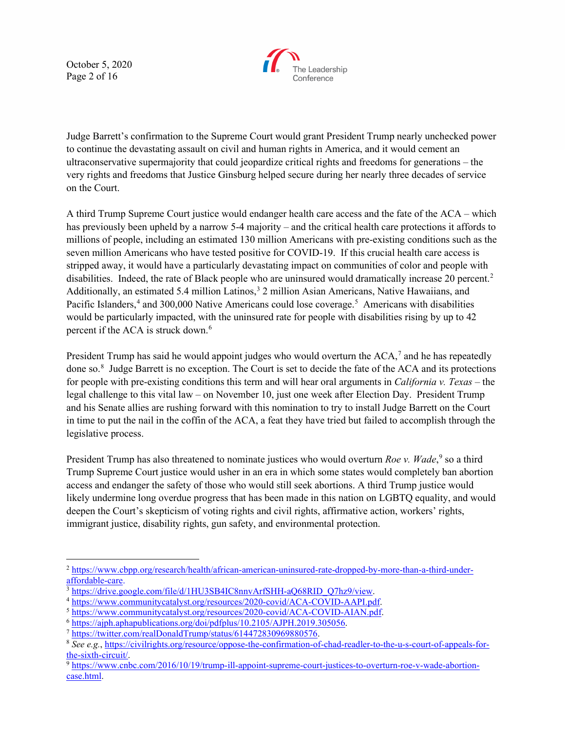Judge Barrett's confirmation to the Supreme Court would grant President Trump nearly unchecked power to continue the devastating assault on civil and human rights in America, and it would cement an ultraconservative supermajority that could jeopardize critical rights and freedoms for generations – the very rights and freedoms that Justice Ginsburg helped secure during her nearly three decades of service on the Court.

A third Trump Supreme Court justice would endanger health care access and the fate of the ACA – which has previously been upheld by a narrow 5-4 majority – and the critical health care protections it affords to millions of people, including an estimated 130 million Americans with pre-existing conditions such as the seven million Americans who have tested positive for COVID-19. If this crucial health care access is stripped away, it would have a particularly devastating impact on communities of color and people with disabilities. Indeed, the rate of Black people who are uninsured would dramatically increase 20 percent.[2] Additionally, an estimated 5.4 million Latinos,[3] 2 million Asian Americans, Native Hawaiians, and Pacific Islanders,[4] and 300,000 Native Americans could lose coverage.[5] Americans with disabilities would be particularly impacted, with the uninsured rate for people with disabilities rising by up to 42 percent if the ACA is struck down.[6]

President Trump has said he would appoint judges who would overturn the ACA,[7] and he has repeatedly done so.[8] Judge Barrett is no exception. The Court is set to decide the fate of the ACA and its protections for people with pre-existing conditions this term and will hear oral arguments in *California v. Texas* – the legal challenge to this vital law – on November 10, just one week after Election Day. President Trump and his Senate allies are rushing forward with this nomination to try to install Judge Barrett on the Court in time to put the nail in the coffin of the ACA, a feat they have tried but failed to accomplish through the legislative process.

President Trump has also threatened to nominate justices who would overturn *Roe v. Wade*,[9] so a third Trump Supreme Court justice would usher in an era in which some states would completely ban abortion access and endanger the safety of those who would still seek abortions. A third Trump justice would likely undermine long overdue progress that has been made in this nation on LGBTQ equality, and would deepen the Court's skepticism of voting rights and civil rights, affirmative action, workers' rights, immigrant justice, disability rights, gun safety, and environmental protection.

---

[2] https://www.cbpp.org/research/health/african-american-uninsured-rate-dropped-by-more-than-a-third-under-affordable-care.

[3] https://drive.google.com/file/d/1HU3SB4IC8nnvArfSHH-aQ68RID_Q7hz9/view.

[4] https://www.communitycatalyst.org/resources/2020-covid/ACA-COVID-AAPI.pdf.

[5] https://www.communitycatalyst.org/resources/2020-covid/ACA-COVID-AIAN.pdf.

[6] https://ajph.aphapublications.org/doi/pdfplus/10.2105/AJPH.2019.305056.

[7] https://twitter.com/realDonaldTrump/status/614472830969880576.

[8] *See e.g.*, https://civilrights.org/resource/oppose-the-confirmation-of-chad-readler-to-the-u-s-court-of-appeals-for-the-sixth-circuit/.

[9] https://www.cnbc.com/2016/10/19/trump-ill-appoint-supreme-court-justices-to-overturn-roe-v-wade-abortion-case.html.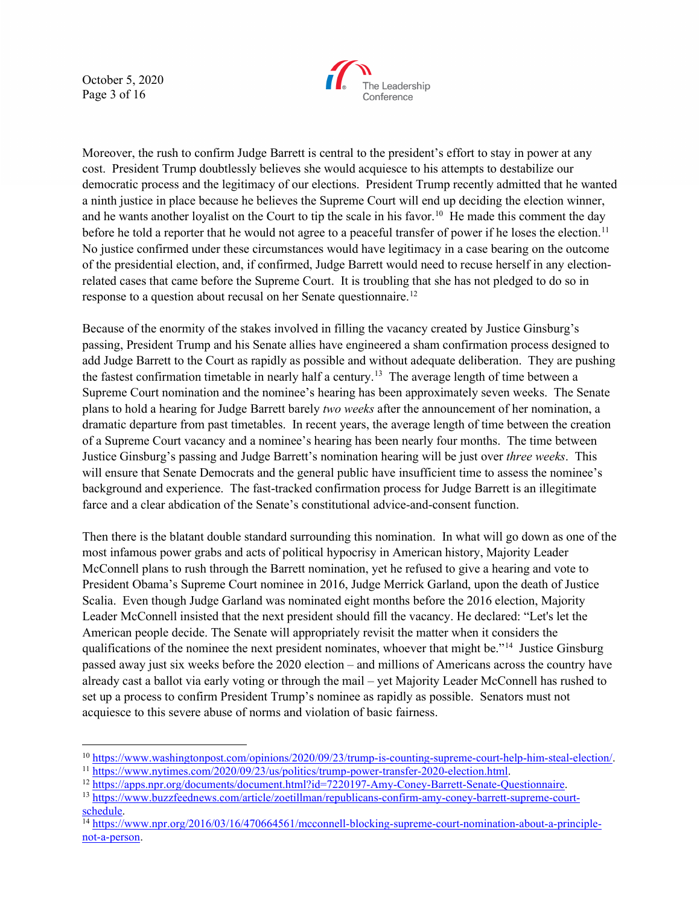Moreover, the rush to confirm Judge Barrett is central to the president's effort to stay in power at any cost. President Trump doubtlessly believes she would acquiesce to his attempts to destabilize our democratic process and the legitimacy of our elections. President Trump recently admitted that he wanted a ninth justice in place because he believes the Supreme Court will end up deciding the election winner, and he wants another loyalist on the Court to tip the scale in his favor.[10] He made this comment the day before he told a reporter that he would not agree to a peaceful transfer of power if he loses the election.[11] No justice confirmed under these circumstances would have legitimacy in a case bearing on the outcome of the presidential election, and, if confirmed, Judge Barrett would need to recuse herself in any election-related cases that came before the Supreme Court. It is troubling that she has not pledged to do so in response to a question about recusal on her Senate questionnaire.[12]

Because of the enormity of the stakes involved in filling the vacancy created by Justice Ginsburg's passing, President Trump and his Senate allies have engineered a sham confirmation process designed to add Judge Barrett to the Court as rapidly as possible and without adequate deliberation. They are pushing the fastest confirmation timetable in nearly half a century.[13] The average length of time between a Supreme Court nomination and the nominee's hearing has been approximately seven weeks. The Senate plans to hold a hearing for Judge Barrett barely *two weeks* after the announcement of her nomination, a dramatic departure from past timetables. In recent years, the average length of time between the creation of a Supreme Court vacancy and a nominee's hearing has been nearly four months. The time between Justice Ginsburg's passing and Judge Barrett's nomination hearing will be just over *three weeks*. This will ensure that Senate Democrats and the general public have insufficient time to assess the nominee's background and experience. The fast-tracked confirmation process for Judge Barrett is an illegitimate farce and a clear abdication of the Senate's constitutional advice-and-consent function.

Then there is the blatant double standard surrounding this nomination. In what will go down as one of the most infamous power grabs and acts of political hypocrisy in American history, Majority Leader McConnell plans to rush through the Barrett nomination, yet he refused to give a hearing and vote to President Obama's Supreme Court nominee in 2016, Judge Merrick Garland, upon the death of Justice Scalia. Even though Judge Garland was nominated eight months before the 2016 election, Majority Leader McConnell insisted that the next president should fill the vacancy. He declared: "Let's let the American people decide. The Senate will appropriately revisit the matter when it considers the qualifications of the nominee the next president nominates, whoever that might be."[14] Justice Ginsburg passed away just six weeks before the 2020 election – and millions of Americans across the country have already cast a ballot via early voting or through the mail – yet Majority Leader McConnell has rushed to set up a process to confirm President Trump's nominee as rapidly as possible. Senators must not acquiesce to this severe abuse of norms and violation of basic fairness.

---

[10] https://www.washingtonpost.com/opinions/2020/09/23/trump-is-counting-supreme-court-help-him-steal-election/.

[11] https://www.nytimes.com/2020/09/23/us/politics/trump-power-transfer-2020-election.html.

[12] https://apps.npr.org/documents/document.html?id=7220197-Amy-Coney-Barrett-Senate-Questionnaire.

[13] https://www.buzzfeednews.com/article/zoetillman/republicans-confirm-amy-coney-barrett-supreme-court-schedule.

[14] https://www.npr.org/2016/03/16/470664561/mcconnell-blocking-supreme-court-nomination-about-a-principle-not-a-person.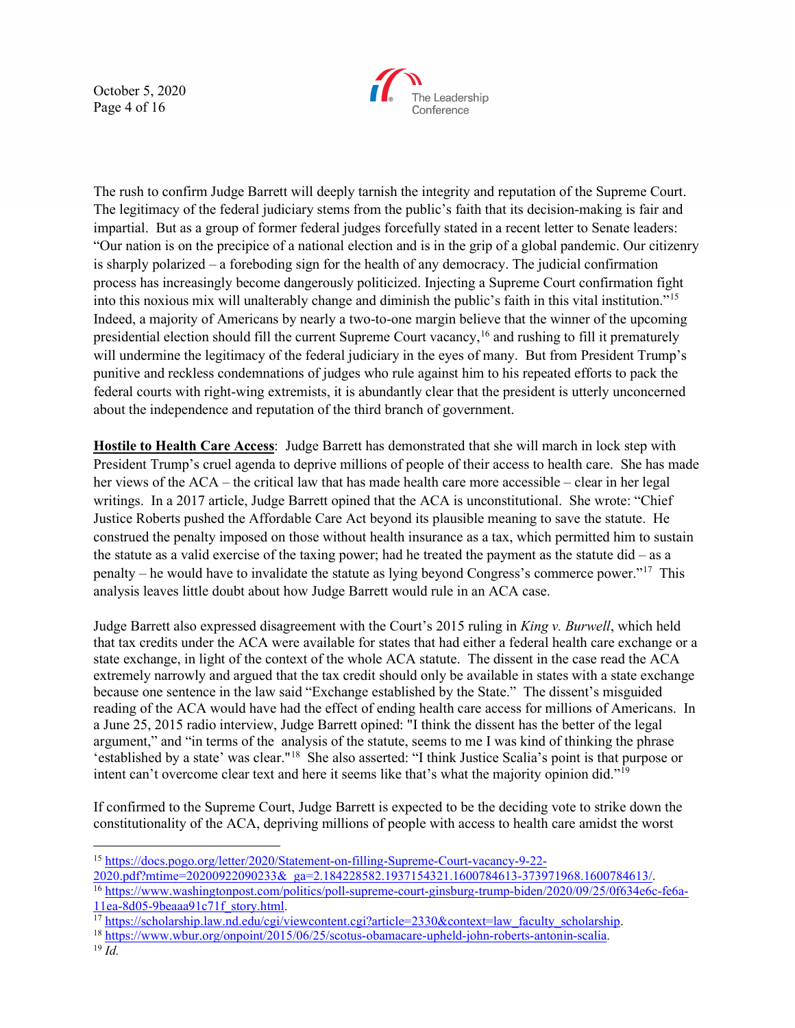The rush to confirm Judge Barrett will deeply tarnish the integrity and reputation of the Supreme Court. The legitimacy of the federal judiciary stems from the public's faith that its decision-making is fair and impartial. But as a group of former federal judges forcefully stated in a recent letter to Senate leaders: "Our nation is on the precipice of a national election and is in the grip of a global pandemic. Our citizenry is sharply polarized – a foreboding sign for the health of any democracy. The judicial confirmation process has increasingly become dangerously politicized. Injecting a Supreme Court confirmation fight into this noxious mix will unalterably change and diminish the public's faith in this vital institution."[15] Indeed, a majority of Americans by nearly a two-to-one margin believe that the winner of the upcoming presidential election should fill the current Supreme Court vacancy,[16] and rushing to fill it prematurely will undermine the legitimacy of the federal judiciary in the eyes of many. But from President Trump's punitive and reckless condemnations of judges who rule against him to his repeated efforts to pack the federal courts with right-wing extremists, it is abundantly clear that the president is utterly unconcerned about the independence and reputation of the third branch of government.

**Hostile to Health Care Access**: Judge Barrett has demonstrated that she will march in lock step with President Trump's cruel agenda to deprive millions of people of their access to health care. She has made her views of the ACA – the critical law that has made health care more accessible – clear in her legal writings. In a 2017 article, Judge Barrett opined that the ACA is unconstitutional. She wrote: "Chief Justice Roberts pushed the Affordable Care Act beyond its plausible meaning to save the statute. He construed the penalty imposed on those without health insurance as a tax, which permitted him to sustain the statute as a valid exercise of the taxing power; had he treated the payment as the statute did – as a penalty – he would have to invalidate the statute as lying beyond Congress's commerce power."[17] This analysis leaves little doubt about how Judge Barrett would rule in an ACA case.

Judge Barrett also expressed disagreement with the Court's 2015 ruling in *King v. Burwell*, which held that tax credits under the ACA were available for states that had either a federal health care exchange or a state exchange, in light of the context of the whole ACA statute. The dissent in the case read the ACA extremely narrowly and argued that the tax credit should only be available in states with a state exchange because one sentence in the law said "Exchange established by the State." The dissent's misguided reading of the ACA would have had the effect of ending health care access for millions of Americans. In a June 25, 2015 radio interview, Judge Barrett opined: "I think the dissent has the better of the legal argument," and "in terms of the analysis of the statute, seems to me I was kind of thinking the phrase 'established by a state' was clear."[18] She also asserted: "I think Justice Scalia's point is that purpose or intent can't overcome clear text and here it seems like that's what the majority opinion did."[19]

If confirmed to the Supreme Court, Judge Barrett is expected to be the deciding vote to strike down the constitutionality of the ACA, depriving millions of people with access to health care amidst the worst

---

[15] https://docs.pogo.org/letter/2020/Statement-on-filling-Supreme-Court-vacancy-9-22-2020.pdf?mtime=20200922090233&_ga=2.184228582.1937154321.1600784613-373971968.1600784613/.

[16] https://www.washingtonpost.com/politics/poll-supreme-court-ginsburg-trump-biden/2020/09/25/0f634e6c-fe6a-11ea-8d05-9beaaa91c71f_story.html.

[17] https://scholarship.law.nd.edu/cgi/viewcontent.cgi?article=2330&context=law_faculty_scholarship.

[18] https://www.wbur.org/onpoint/2015/06/25/scotus-obamacare-upheld-john-roberts-antonin-scalia.

[19] *Id.*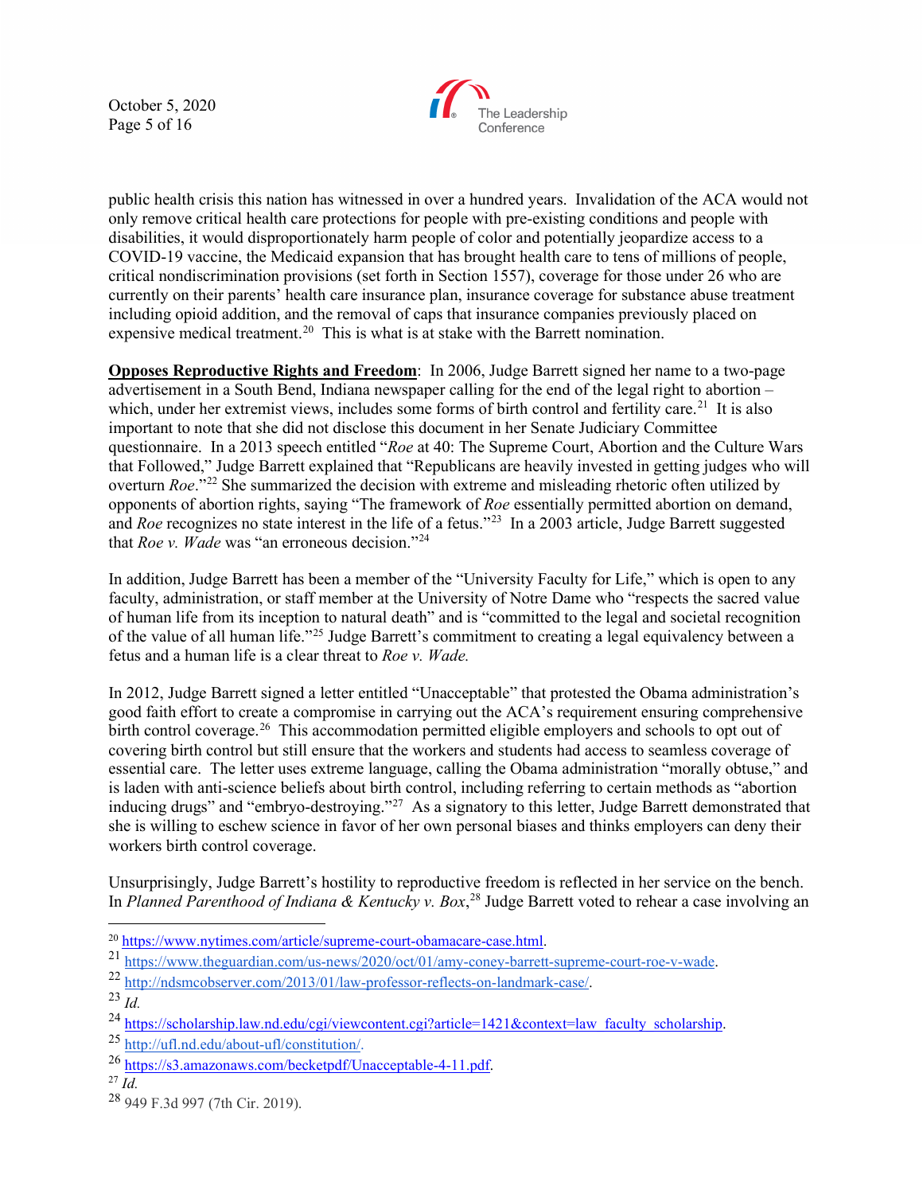public health crisis this nation has witnessed in over a hundred years. Invalidation of the ACA would not only remove critical health care protections for people with pre-existing conditions and people with disabilities, it would disproportionately harm people of color and potentially jeopardize access to a COVID-19 vaccine, the Medicaid expansion that has brought health care to tens of millions of people, critical nondiscrimination provisions (set forth in Section 1557), coverage for those under 26 who are currently on their parents' health care insurance plan, insurance coverage for substance abuse treatment including opioid addition, and the removal of caps that insurance companies previously placed on expensive medical treatment.[20] This is what is at stake with the Barrett nomination.

**Opposes Reproductive Rights and Freedom**: In 2006, Judge Barrett signed her name to a two-page advertisement in a South Bend, Indiana newspaper calling for the end of the legal right to abortion – which, under her extremist views, includes some forms of birth control and fertility care.[21] It is also important to note that she did not disclose this document in her Senate Judiciary Committee questionnaire. In a 2013 speech entitled "*Roe* at 40: The Supreme Court, Abortion and the Culture Wars that Followed," Judge Barrett explained that "Republicans are heavily invested in getting judges who will overturn *Roe*."[22] She summarized the decision with extreme and misleading rhetoric often utilized by opponents of abortion rights, saying "The framework of *Roe* essentially permitted abortion on demand, and *Roe* recognizes no state interest in the life of a fetus."[23] In a 2003 article, Judge Barrett suggested that *Roe v. Wade* was "an erroneous decision."[24]

In addition, Judge Barrett has been a member of the "University Faculty for Life," which is open to any faculty, administration, or staff member at the University of Notre Dame who "respects the sacred value of human life from its inception to natural death" and is "committed to the legal and societal recognition of the value of all human life."[25] Judge Barrett's commitment to creating a legal equivalency between a fetus and a human life is a clear threat to *Roe v. Wade.*

In 2012, Judge Barrett signed a letter entitled "Unacceptable" that protested the Obama administration's good faith effort to create a compromise in carrying out the ACA's requirement ensuring comprehensive birth control coverage.[26] This accommodation permitted eligible employers and schools to opt out of covering birth control but still ensure that the workers and students had access to seamless coverage of essential care. The letter uses extreme language, calling the Obama administration "morally obtuse," and is laden with anti-science beliefs about birth control, including referring to certain methods as "abortion inducing drugs" and "embryo-destroying."[27] As a signatory to this letter, Judge Barrett demonstrated that she is willing to eschew science in favor of her own personal biases and thinks employers can deny their workers birth control coverage.

Unsurprisingly, Judge Barrett's hostility to reproductive freedom is reflected in her service on the bench. In *Planned Parenthood of Indiana & Kentucky v. Box*,[28] Judge Barrett voted to rehear a case involving an

---

[20] https://www.nytimes.com/article/supreme-court-obamacare-case.html.

[21] https://www.theguardian.com/us-news/2020/oct/01/amy-coney-barrett-supreme-court-roe-v-wade.

[22] http://ndsmcobserver.com/2013/01/law-professor-reflects-on-landmark-case/.

[23] *Id.*

[24] https://scholarship.law.nd.edu/cgi/viewcontent.cgi?article=1421&context=law_faculty_scholarship.

[25] http://ufl.nd.edu/about-ufl/constitution/.

[26] https://s3.amazonaws.com/becketpdf/Unacceptable-4-11.pdf.

[27] *Id.*

[28] 949 F.3d 997 (7th Cir. 2019).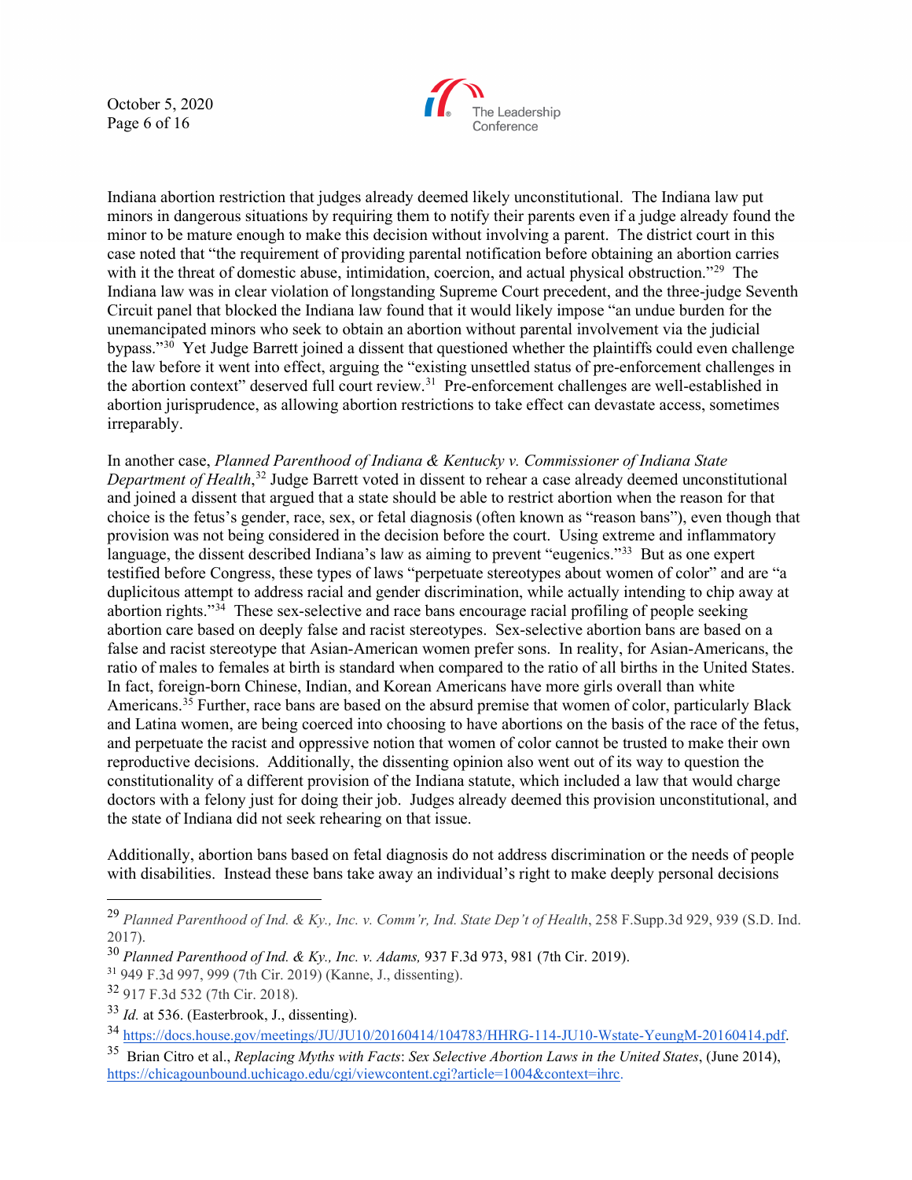Indiana abortion restriction that judges already deemed likely unconstitutional. The Indiana law put minors in dangerous situations by requiring them to notify their parents even if a judge already found the minor to be mature enough to make this decision without involving a parent. The district court in this case noted that "the requirement of providing parental notification before obtaining an abortion carries with it the threat of domestic abuse, intimidation, coercion, and actual physical obstruction."[29] The Indiana law was in clear violation of longstanding Supreme Court precedent, and the three-judge Seventh Circuit panel that blocked the Indiana law found that it would likely impose "an undue burden for the unemancipated minors who seek to obtain an abortion without parental involvement via the judicial bypass."[30] Yet Judge Barrett joined a dissent that questioned whether the plaintiffs could even challenge the law before it went into effect, arguing the "existing unsettled status of pre-enforcement challenges in the abortion context" deserved full court review.[31] Pre-enforcement challenges are well-established in abortion jurisprudence, as allowing abortion restrictions to take effect can devastate access, sometimes irreparably.

In another case, *Planned Parenthood of Indiana & Kentucky v. Commissioner of Indiana State Department of Health*,[32] Judge Barrett voted in dissent to rehear a case already deemed unconstitutional and joined a dissent that argued that a state should be able to restrict abortion when the reason for that choice is the fetus's gender, race, sex, or fetal diagnosis (often known as "reason bans"), even though that provision was not being considered in the decision before the court. Using extreme and inflammatory language, the dissent described Indiana's law as aiming to prevent "eugenics."[33] But as one expert testified before Congress, these types of laws "perpetuate stereotypes about women of color" and are "a duplicitous attempt to address racial and gender discrimination, while actually intending to chip away at abortion rights."[34] These sex-selective and race bans encourage racial profiling of people seeking abortion care based on deeply false and racist stereotypes. Sex-selective abortion bans are based on a false and racist stereotype that Asian-American women prefer sons. In reality, for Asian-Americans, the ratio of males to females at birth is standard when compared to the ratio of all births in the United States. In fact, foreign-born Chinese, Indian, and Korean Americans have more girls overall than white Americans.[35] Further, race bans are based on the absurd premise that women of color, particularly Black and Latina women, are being coerced into choosing to have abortions on the basis of the race of the fetus, and perpetuate the racist and oppressive notion that women of color cannot be trusted to make their own reproductive decisions. Additionally, the dissenting opinion also went out of its way to question the constitutionality of a different provision of the Indiana statute, which included a law that would charge doctors with a felony just for doing their job. Judges already deemed this provision unconstitutional, and the state of Indiana did not seek rehearing on that issue.

Additionally, abortion bans based on fetal diagnosis do not address discrimination or the needs of people with disabilities. Instead these bans take away an individual's right to make deeply personal decisions

---

[29] *Planned Parenthood of Ind. & Ky., Inc. v. Comm'r, Ind. State Dep't of Health*, 258 F.Supp.3d 929, 939 (S.D. Ind. 2017).

[30] *Planned Parenthood of Ind. & Ky., Inc. v. Adams,* 937 F.3d 973, 981 (7th Cir. 2019).

[31] 949 F.3d 997, 999 (7th Cir. 2019) (Kanne, J., dissenting).

[32] 917 F.3d 532 (7th Cir. 2018).

[33] *Id.* at 536. (Easterbrook, J., dissenting).

[34] https://docs.house.gov/meetings/JU/JU10/20160414/104783/HHRG-114-JU10-Wstate-YeungM-20160414.pdf.

[35] Brian Citro et al., *Replacing Myths with Facts*: *Sex Selective Abortion Laws in the United States*, (June 2014), https://chicagounbound.uchicago.edu/cgi/viewcontent.cgi?article=1004&context=ihrc.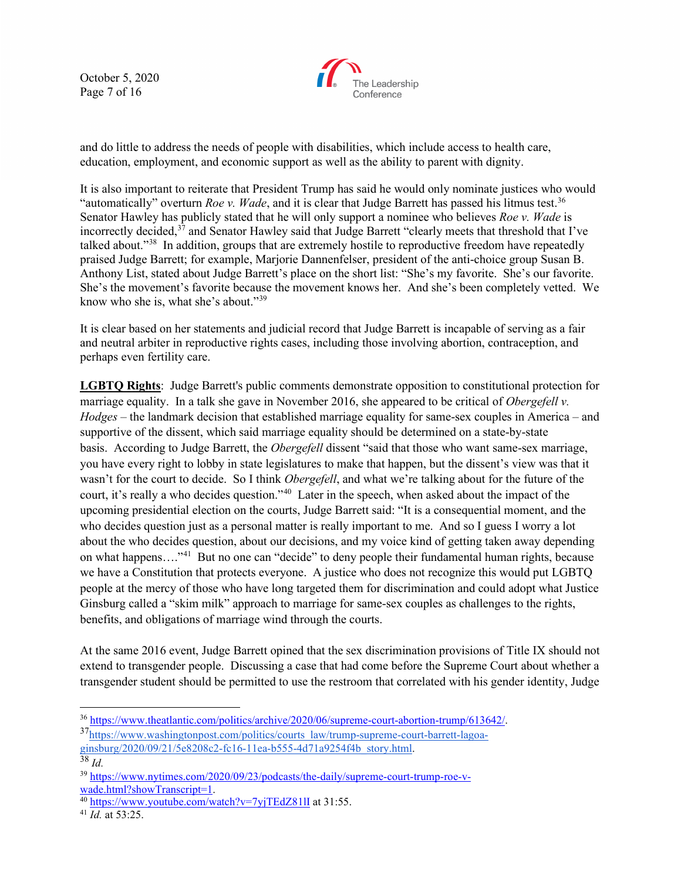and do little to address the needs of people with disabilities, which include access to health care, education, employment, and economic support as well as the ability to parent with dignity.

It is also important to reiterate that President Trump has said he would only nominate justices who would "automatically" overturn *Roe v. Wade*, and it is clear that Judge Barrett has passed his litmus test.[36] Senator Hawley has publicly stated that he will only support a nominee who believes *Roe v. Wade* is incorrectly decided,[37] and Senator Hawley said that Judge Barrett "clearly meets that threshold that I've talked about."[38] In addition, groups that are extremely hostile to reproductive freedom have repeatedly praised Judge Barrett; for example, Marjorie Dannenfelser, president of the anti-choice group Susan B. Anthony List, stated about Judge Barrett's place on the short list: "She's my favorite. She's our favorite. She's the movement's favorite because the movement knows her. And she's been completely vetted. We know who she is, what she's about."[39]

It is clear based on her statements and judicial record that Judge Barrett is incapable of serving as a fair and neutral arbiter in reproductive rights cases, including those involving abortion, contraception, and perhaps even fertility care.

**LGBTQ Rights**: Judge Barrett's public comments demonstrate opposition to constitutional protection for marriage equality. In a talk she gave in November 2016, she appeared to be critical of *Obergefell v. Hodges* – the landmark decision that established marriage equality for same-sex couples in America – and supportive of the dissent, which said marriage equality should be determined on a state-by-state basis. According to Judge Barrett, the *Obergefell* dissent "said that those who want same-sex marriage, you have every right to lobby in state legislatures to make that happen, but the dissent's view was that it wasn't for the court to decide. So I think *Obergefell*, and what we're talking about for the future of the court, it's really a who decides question."[40] Later in the speech, when asked about the impact of the upcoming presidential election on the courts, Judge Barrett said: "It is a consequential moment, and the who decides question just as a personal matter is really important to me. And so I guess I worry a lot about the who decides question, about our decisions, and my voice kind of getting taken away depending on what happens…."[41] But no one can "decide" to deny people their fundamental human rights, because we have a Constitution that protects everyone. A justice who does not recognize this would put LGBTQ people at the mercy of those who have long targeted them for discrimination and could adopt what Justice Ginsburg called a "skim milk" approach to marriage for same-sex couples as challenges to the rights, benefits, and obligations of marriage wind through the courts.

At the same 2016 event, Judge Barrett opined that the sex discrimination provisions of Title IX should not extend to transgender people. Discussing a case that had come before the Supreme Court about whether a transgender student should be permitted to use the restroom that correlated with his gender identity, Judge

---

[36] https://www.theatlantic.com/politics/archive/2020/06/supreme-court-abortion-trump/613642/.

[37] https://www.washingtonpost.com/politics/courts_law/trump-supreme-court-barrett-lagoa-ginsburg/2020/09/21/5e8208c2-fc16-11ea-b555-4d71a9254f4b_story.html.

[38] *Id.*

[39] https://www.nytimes.com/2020/09/23/podcasts/the-daily/supreme-court-trump-roe-v-wade.html?showTranscript=1.

[40] https://www.youtube.com/watch?v=7yjTEdZ81lI at 31:55.

[41] *Id.* at 53:25.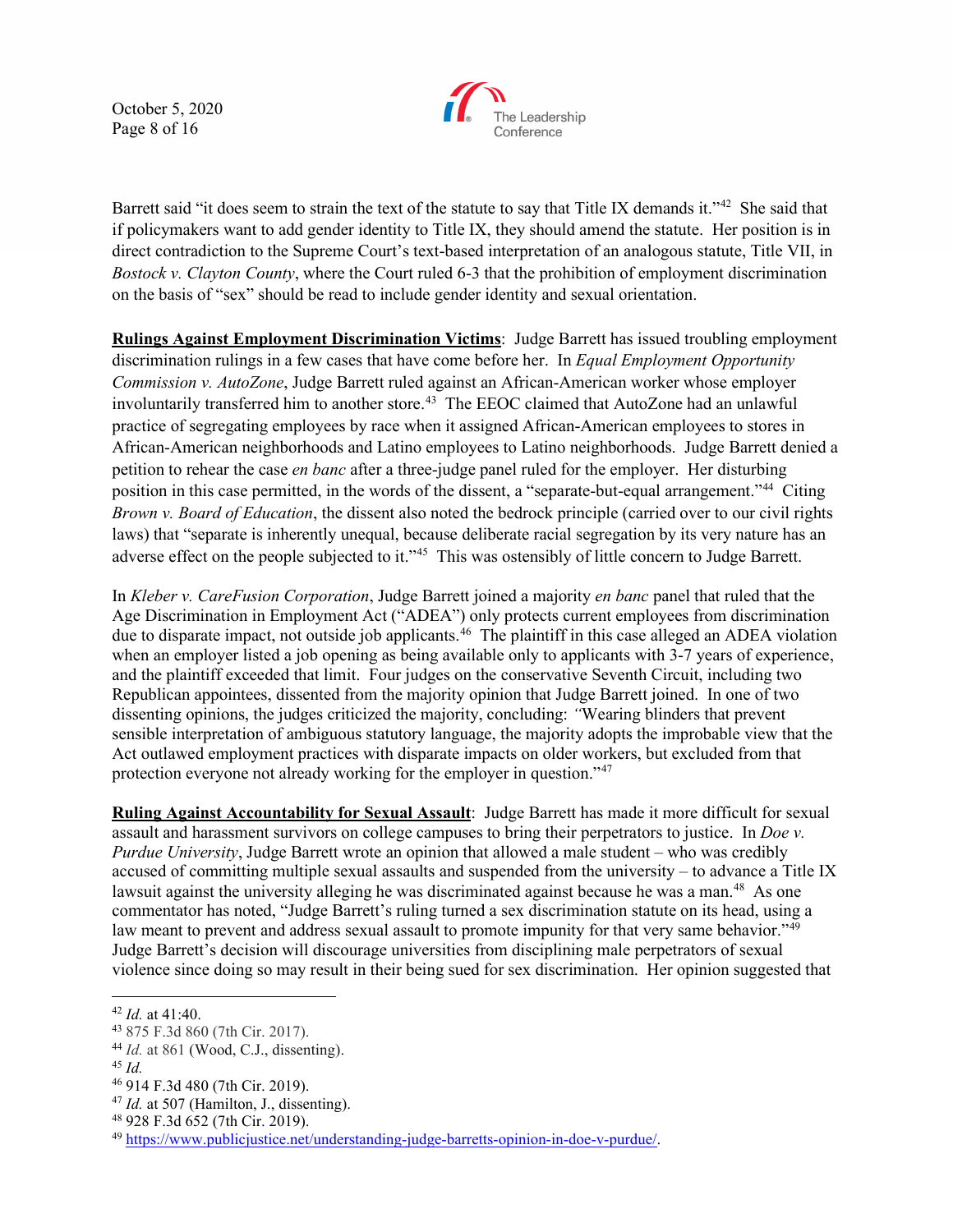Barrett said "it does seem to strain the text of the statute to say that Title IX demands it."[42] She said that if policymakers want to add gender identity to Title IX, they should amend the statute. Her position is in direct contradiction to the Supreme Court's text-based interpretation of an analogous statute, Title VII, in *Bostock v. Clayton County*, where the Court ruled 6-3 that the prohibition of employment discrimination on the basis of "sex" should be read to include gender identity and sexual orientation.

**Rulings Against Employment Discrimination Victims**: Judge Barrett has issued troubling employment discrimination rulings in a few cases that have come before her. In *Equal Employment Opportunity Commission v. AutoZone*, Judge Barrett ruled against an African-American worker whose employer involuntarily transferred him to another store.[43] The EEOC claimed that AutoZone had an unlawful practice of segregating employees by race when it assigned African-American employees to stores in African-American neighborhoods and Latino employees to Latino neighborhoods. Judge Barrett denied a petition to rehear the case *en banc* after a three-judge panel ruled for the employer. Her disturbing position in this case permitted, in the words of the dissent, a "separate-but-equal arrangement."[44] Citing *Brown v. Board of Education*, the dissent also noted the bedrock principle (carried over to our civil rights laws) that "separate is inherently unequal, because deliberate racial segregation by its very nature has an adverse effect on the people subjected to it."[45] This was ostensibly of little concern to Judge Barrett.

In *Kleber v. CareFusion Corporation*, Judge Barrett joined a majority *en banc* panel that ruled that the Age Discrimination in Employment Act ("ADEA") only protects current employees from discrimination due to disparate impact, not outside job applicants.[46] The plaintiff in this case alleged an ADEA violation when an employer listed a job opening as being available only to applicants with 3-7 years of experience, and the plaintiff exceeded that limit. Four judges on the conservative Seventh Circuit, including two Republican appointees, dissented from the majority opinion that Judge Barrett joined. In one of two dissenting opinions, the judges criticized the majority, concluding: "Wearing blinders that prevent sensible interpretation of ambiguous statutory language, the majority adopts the improbable view that the Act outlawed employment practices with disparate impacts on older workers, but excluded from that protection everyone not already working for the employer in question."[47]

**Ruling Against Accountability for Sexual Assault**: Judge Barrett has made it more difficult for sexual assault and harassment survivors on college campuses to bring their perpetrators to justice. In *Doe v. Purdue University*, Judge Barrett wrote an opinion that allowed a male student – who was credibly accused of committing multiple sexual assaults and suspended from the university – to advance a Title IX lawsuit against the university alleging he was discriminated against because he was a man.[48] As one commentator has noted, "Judge Barrett's ruling turned a sex discrimination statute on its head, using a law meant to prevent and address sexual assault to promote impunity for that very same behavior."[49] Judge Barrett's decision will discourage universities from disciplining male perpetrators of sexual violence since doing so may result in their being sued for sex discrimination. Her opinion suggested that

---

[42] *Id.* at 41:40.

[43] 875 F.3d 860 (7th Cir. 2017).

[44] *Id.* at 861 (Wood, C.J., dissenting).

[45] *Id.*

[46] 914 F.3d 480 (7th Cir. 2019).

[47] *Id.* at 507 (Hamilton, J., dissenting).

[48] 928 F.3d 652 (7th Cir. 2019).

[49] https://www.publicjustice.net/understanding-judge-barretts-opinion-in-doe-v-purdue/.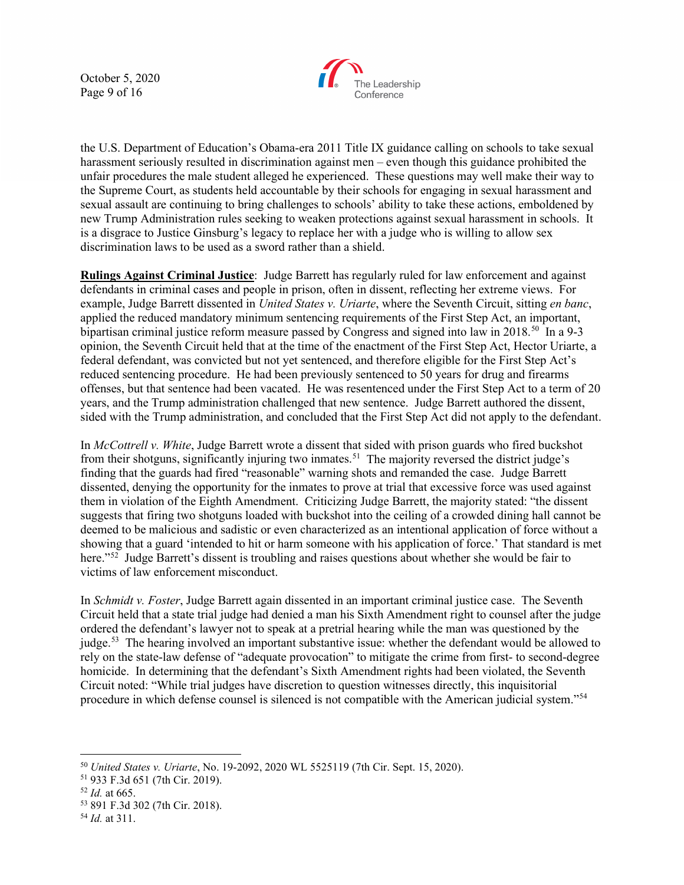the U.S. Department of Education's Obama-era 2011 Title IX guidance calling on schools to take sexual harassment seriously resulted in discrimination against men – even though this guidance prohibited the unfair procedures the male student alleged he experienced. These questions may well make their way to the Supreme Court, as students held accountable by their schools for engaging in sexual harassment and sexual assault are continuing to bring challenges to schools' ability to take these actions, emboldened by new Trump Administration rules seeking to weaken protections against sexual harassment in schools. It is a disgrace to Justice Ginsburg's legacy to replace her with a judge who is willing to allow sex discrimination laws to be used as a sword rather than a shield.

**Rulings Against Criminal Justice**: Judge Barrett has regularly ruled for law enforcement and against defendants in criminal cases and people in prison, often in dissent, reflecting her extreme views. For example, Judge Barrett dissented in *United States v. Uriarte*, where the Seventh Circuit, sitting *en banc*, applied the reduced mandatory minimum sentencing requirements of the First Step Act, an important, bipartisan criminal justice reform measure passed by Congress and signed into law in 2018.[50] In a 9-3 opinion, the Seventh Circuit held that at the time of the enactment of the First Step Act, Hector Uriarte, a federal defendant, was convicted but not yet sentenced, and therefore eligible for the First Step Act's reduced sentencing procedure. He had been previously sentenced to 50 years for drug and firearms offenses, but that sentence had been vacated. He was resentenced under the First Step Act to a term of 20 years, and the Trump administration challenged that new sentence. Judge Barrett authored the dissent, sided with the Trump administration, and concluded that the First Step Act did not apply to the defendant.

In *McCottrell v. White*, Judge Barrett wrote a dissent that sided with prison guards who fired buckshot from their shotguns, significantly injuring two inmates.[51] The majority reversed the district judge's finding that the guards had fired "reasonable" warning shots and remanded the case. Judge Barrett dissented, denying the opportunity for the inmates to prove at trial that excessive force was used against them in violation of the Eighth Amendment. Criticizing Judge Barrett, the majority stated: "the dissent suggests that firing two shotguns loaded with buckshot into the ceiling of a crowded dining hall cannot be deemed to be malicious and sadistic or even characterized as an intentional application of force without a showing that a guard 'intended to hit or harm someone with his application of force.' That standard is met here."[52] Judge Barrett's dissent is troubling and raises questions about whether she would be fair to victims of law enforcement misconduct.

In *Schmidt v. Foster*, Judge Barrett again dissented in an important criminal justice case. The Seventh Circuit held that a state trial judge had denied a man his Sixth Amendment right to counsel after the judge ordered the defendant's lawyer not to speak at a pretrial hearing while the man was questioned by the judge.[53] The hearing involved an important substantive issue: whether the defendant would be allowed to rely on the state-law defense of "adequate provocation" to mitigate the crime from first- to second-degree homicide. In determining that the defendant's Sixth Amendment rights had been violated, the Seventh Circuit noted: "While trial judges have discretion to question witnesses directly, this inquisitorial procedure in which defense counsel is silenced is not compatible with the American judicial system."[54]

---

[50] *United States v. Uriarte*, No. 19-2092, 2020 WL 5525119 (7th Cir. Sept. 15, 2020).

[51] 933 F.3d 651 (7th Cir. 2019).

[52] *Id.* at 665.

[53] 891 F.3d 302 (7th Cir. 2018).

[54] *Id.* at 311.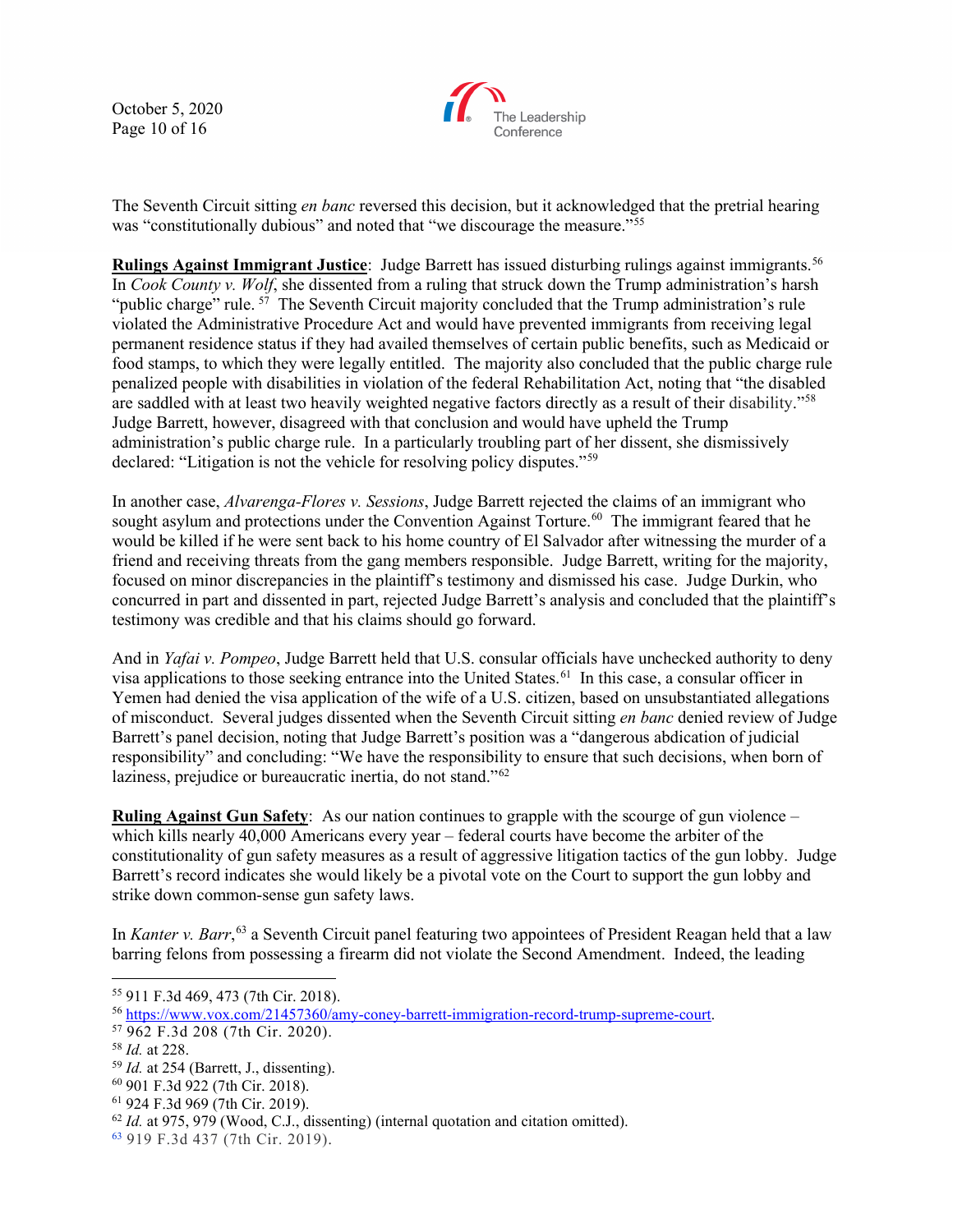The Seventh Circuit sitting *en banc* reversed this decision, but it acknowledged that the pretrial hearing was "constitutionally dubious" and noted that "we discourage the measure."[55]

**Rulings Against Immigrant Justice**: Judge Barrett has issued disturbing rulings against immigrants.[56] In *Cook County v. Wolf*, she dissented from a ruling that struck down the Trump administration's harsh "public charge" rule.[57] The Seventh Circuit majority concluded that the Trump administration's rule violated the Administrative Procedure Act and would have prevented immigrants from receiving legal permanent residence status if they had availed themselves of certain public benefits, such as Medicaid or food stamps, to which they were legally entitled. The majority also concluded that the public charge rule penalized people with disabilities in violation of the federal Rehabilitation Act, noting that "the disabled are saddled with at least two heavily weighted negative factors directly as a result of their disability."[58] Judge Barrett, however, disagreed with that conclusion and would have upheld the Trump administration's public charge rule. In a particularly troubling part of her dissent, she dismissively declared: "Litigation is not the vehicle for resolving policy disputes."[59]

In another case, *Alvarenga-Flores v. Sessions*, Judge Barrett rejected the claims of an immigrant who sought asylum and protections under the Convention Against Torture.[60] The immigrant feared that he would be killed if he were sent back to his home country of El Salvador after witnessing the murder of a friend and receiving threats from the gang members responsible. Judge Barrett, writing for the majority, focused on minor discrepancies in the plaintiff's testimony and dismissed his case. Judge Durkin, who concurred in part and dissented in part, rejected Judge Barrett's analysis and concluded that the plaintiff's testimony was credible and that his claims should go forward.

And in *Yafai v. Pompeo*, Judge Barrett held that U.S. consular officials have unchecked authority to deny visa applications to those seeking entrance into the United States.[61] In this case, a consular officer in Yemen had denied the visa application of the wife of a U.S. citizen, based on unsubstantiated allegations of misconduct. Several judges dissented when the Seventh Circuit sitting *en banc* denied review of Judge Barrett's panel decision, noting that Judge Barrett's position was a "dangerous abdication of judicial responsibility" and concluding: "We have the responsibility to ensure that such decisions, when born of laziness, prejudice or bureaucratic inertia, do not stand."[62]

**Ruling Against Gun Safety**: As our nation continues to grapple with the scourge of gun violence – which kills nearly 40,000 Americans every year – federal courts have become the arbiter of the constitutionality of gun safety measures as a result of aggressive litigation tactics of the gun lobby. Judge Barrett's record indicates she would likely be a pivotal vote on the Court to support the gun lobby and strike down common-sense gun safety laws.

In *Kanter v. Barr*,[63] a Seventh Circuit panel featuring two appointees of President Reagan held that a law barring felons from possessing a firearm did not violate the Second Amendment. Indeed, the leading

---

[55] 911 F.3d 469, 473 (7th Cir. 2018).

[56] https://www.vox.com/21457360/amy-coney-barrett-immigration-record-trump-supreme-court.

[57] 962 F.3d 208 (7th Cir. 2020).

[58] *Id.* at 228.

[59] *Id.* at 254 (Barrett, J., dissenting).

[60] 901 F.3d 922 (7th Cir. 2018).

[61] 924 F.3d 969 (7th Cir. 2019).

[62] *Id.* at 975, 979 (Wood, C.J., dissenting) (internal quotation and citation omitted).

[63] 919 F.3d 437 (7th Cir. 2019).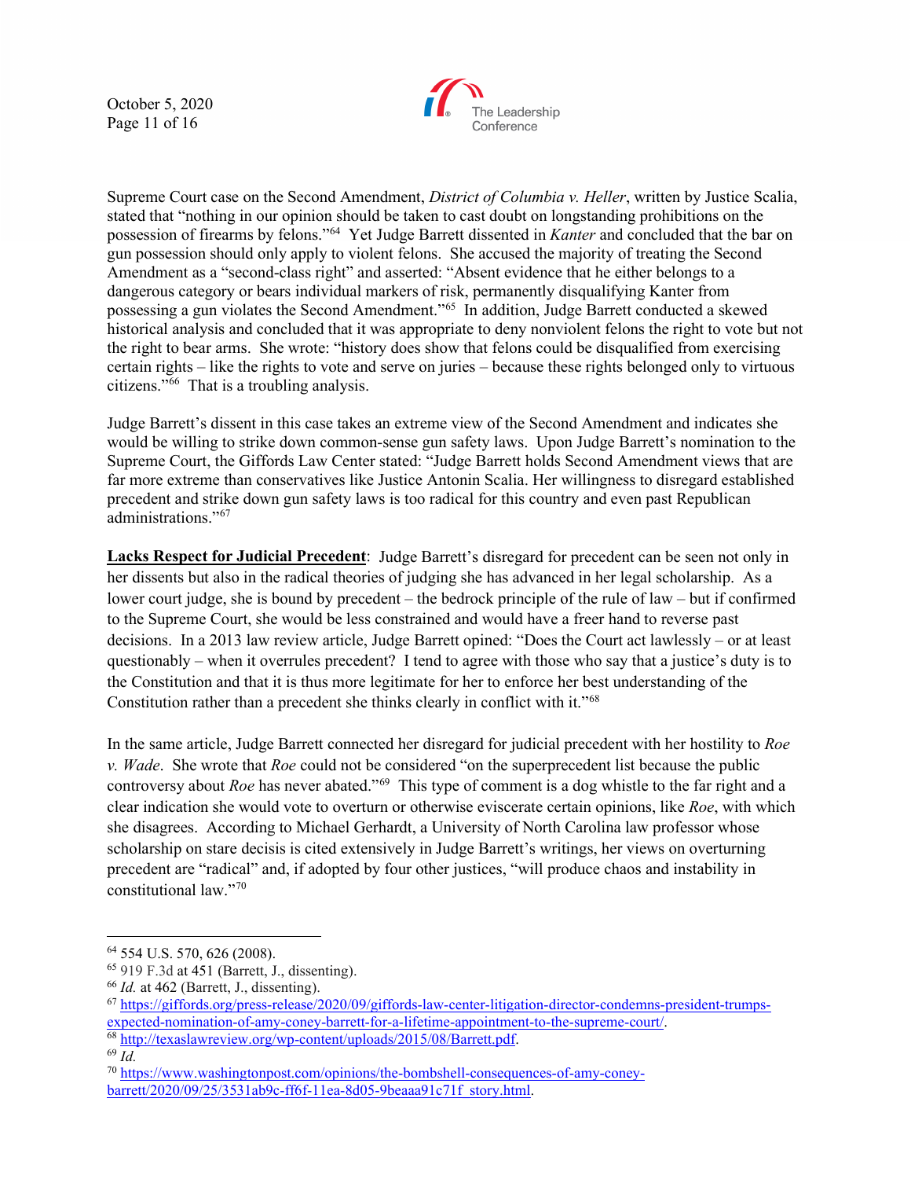Supreme Court case on the Second Amendment, *District of Columbia v. Heller*, written by Justice Scalia, stated that "nothing in our opinion should be taken to cast doubt on longstanding prohibitions on the possession of firearms by felons."[64] Yet Judge Barrett dissented in *Kanter* and concluded that the bar on gun possession should only apply to violent felons. She accused the majority of treating the Second Amendment as a "second-class right" and asserted: "Absent evidence that he either belongs to a dangerous category or bears individual markers of risk, permanently disqualifying Kanter from possessing a gun violates the Second Amendment."[65] In addition, Judge Barrett conducted a skewed historical analysis and concluded that it was appropriate to deny nonviolent felons the right to vote but not the right to bear arms. She wrote: "history does show that felons could be disqualified from exercising certain rights – like the rights to vote and serve on juries – because these rights belonged only to virtuous citizens."[66] That is a troubling analysis.

Judge Barrett's dissent in this case takes an extreme view of the Second Amendment and indicates she would be willing to strike down common-sense gun safety laws. Upon Judge Barrett's nomination to the Supreme Court, the Giffords Law Center stated: "Judge Barrett holds Second Amendment views that are far more extreme than conservatives like Justice Antonin Scalia. Her willingness to disregard established precedent and strike down gun safety laws is too radical for this country and even past Republican administrations."[67]

**Lacks Respect for Judicial Precedent**: Judge Barrett's disregard for precedent can be seen not only in her dissents but also in the radical theories of judging she has advanced in her legal scholarship. As a lower court judge, she is bound by precedent – the bedrock principle of the rule of law – but if confirmed to the Supreme Court, she would be less constrained and would have a freer hand to reverse past decisions. In a 2013 law review article, Judge Barrett opined: "Does the Court act lawlessly – or at least questionably – when it overrules precedent? I tend to agree with those who say that a justice's duty is to the Constitution and that it is thus more legitimate for her to enforce her best understanding of the Constitution rather than a precedent she thinks clearly in conflict with it."[68]

In the same article, Judge Barrett connected her disregard for judicial precedent with her hostility to *Roe v. Wade*. She wrote that *Roe* could not be considered "on the superprecedent list because the public controversy about *Roe* has never abated."[69] This type of comment is a dog whistle to the far right and a clear indication she would vote to overturn or otherwise eviscerate certain opinions, like *Roe*, with which she disagrees. According to Michael Gerhardt, a University of North Carolina law professor whose scholarship on stare decisis is cited extensively in Judge Barrett's writings, her views on overturning precedent are "radical" and, if adopted by four other justices, "will produce chaos and instability in constitutional law."[70]

---

[64] 554 U.S. 570, 626 (2008).

[65] 919 F.3d at 451 (Barrett, J., dissenting).

[66] *Id.* at 462 (Barrett, J., dissenting).

[67] https://giffords.org/press-release/2020/09/giffords-law-center-litigation-director-condemns-president-trumps-expected-nomination-of-amy-coney-barrett-for-a-lifetime-appointment-to-the-supreme-court/.

[68] http://texaslawreview.org/wp-content/uploads/2015/08/Barrett.pdf.

[69] *Id.*

[70] https://www.washingtonpost.com/opinions/the-bombshell-consequences-of-amy-coney-barrett/2020/09/25/3531ab9c-ff6f-11ea-8d05-9beaaa91c71f_story.html.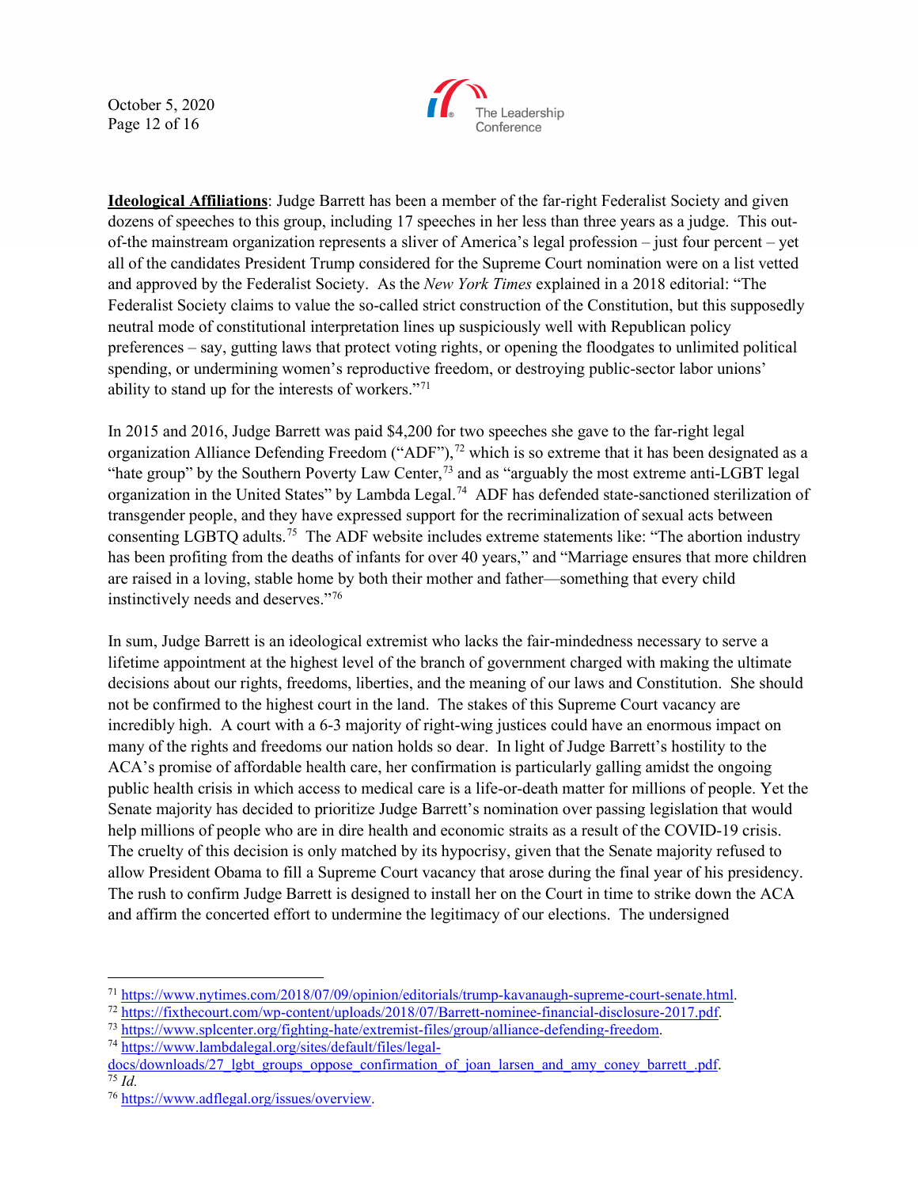**Ideological Affiliations**: Judge Barrett has been a member of the far-right Federalist Society and given dozens of speeches to this group, including 17 speeches in her less than three years as a judge. This out-of-the mainstream organization represents a sliver of America's legal profession – just four percent – yet all of the candidates President Trump considered for the Supreme Court nomination were on a list vetted and approved by the Federalist Society. As the *New York Times* explained in a 2018 editorial: "The Federalist Society claims to value the so-called strict construction of the Constitution, but this supposedly neutral mode of constitutional interpretation lines up suspiciously well with Republican policy preferences – say, gutting laws that protect voting rights, or opening the floodgates to unlimited political spending, or undermining women's reproductive freedom, or destroying public-sector labor unions' ability to stand up for the interests of workers."[71]

In 2015 and 2016, Judge Barrett was paid $4,200 for two speeches she gave to the far-right legal organization Alliance Defending Freedom ("ADF"),[72] which is so extreme that it has been designated as a "hate group" by the Southern Poverty Law Center,[73] and as "arguably the most extreme anti-LGBT legal organization in the United States" by Lambda Legal.[74] ADF has defended state-sanctioned sterilization of transgender people, and they have expressed support for the recriminalization of sexual acts between consenting LGBTQ adults.[75] The ADF website includes extreme statements like: "The abortion industry has been profiting from the deaths of infants for over 40 years," and "Marriage ensures that more children are raised in a loving, stable home by both their mother and father—something that every child instinctively needs and deserves."[76]

In sum, Judge Barrett is an ideological extremist who lacks the fair-mindedness necessary to serve a lifetime appointment at the highest level of the branch of government charged with making the ultimate decisions about our rights, freedoms, liberties, and the meaning of our laws and Constitution. She should not be confirmed to the highest court in the land. The stakes of this Supreme Court vacancy are incredibly high. A court with a 6-3 majority of right-wing justices could have an enormous impact on many of the rights and freedoms our nation holds so dear. In light of Judge Barrett's hostility to the ACA's promise of affordable health care, her confirmation is particularly galling amidst the ongoing public health crisis in which access to medical care is a life-or-death matter for millions of people. Yet the Senate majority has decided to prioritize Judge Barrett's nomination over passing legislation that would help millions of people who are in dire health and economic straits as a result of the COVID-19 crisis. The cruelty of this decision is only matched by its hypocrisy, given that the Senate majority refused to allow President Obama to fill a Supreme Court vacancy that arose during the final year of his presidency. The rush to confirm Judge Barrett is designed to install her on the Court in time to strike down the ACA and affirm the concerted effort to undermine the legitimacy of our elections. The undersigned

---

[71] https://www.nytimes.com/2018/07/09/opinion/editorials/trump-kavanaugh-supreme-court-senate.html.

[72] https://fixthecourt.com/wp-content/uploads/2018/07/Barrett-nominee-financial-disclosure-2017.pdf.

[73] https://www.splcenter.org/fighting-hate/extremist-files/group/alliance-defending-freedom.

[74] https://www.lambdalegal.org/sites/default/files/legal-docs/downloads/27_lgbt_groups_oppose_confirmation_of_joan_larsen_and_amy_coney_barrett_.pdf.

[75] *Id.*

[76] https://www.adflegal.org/issues/overview.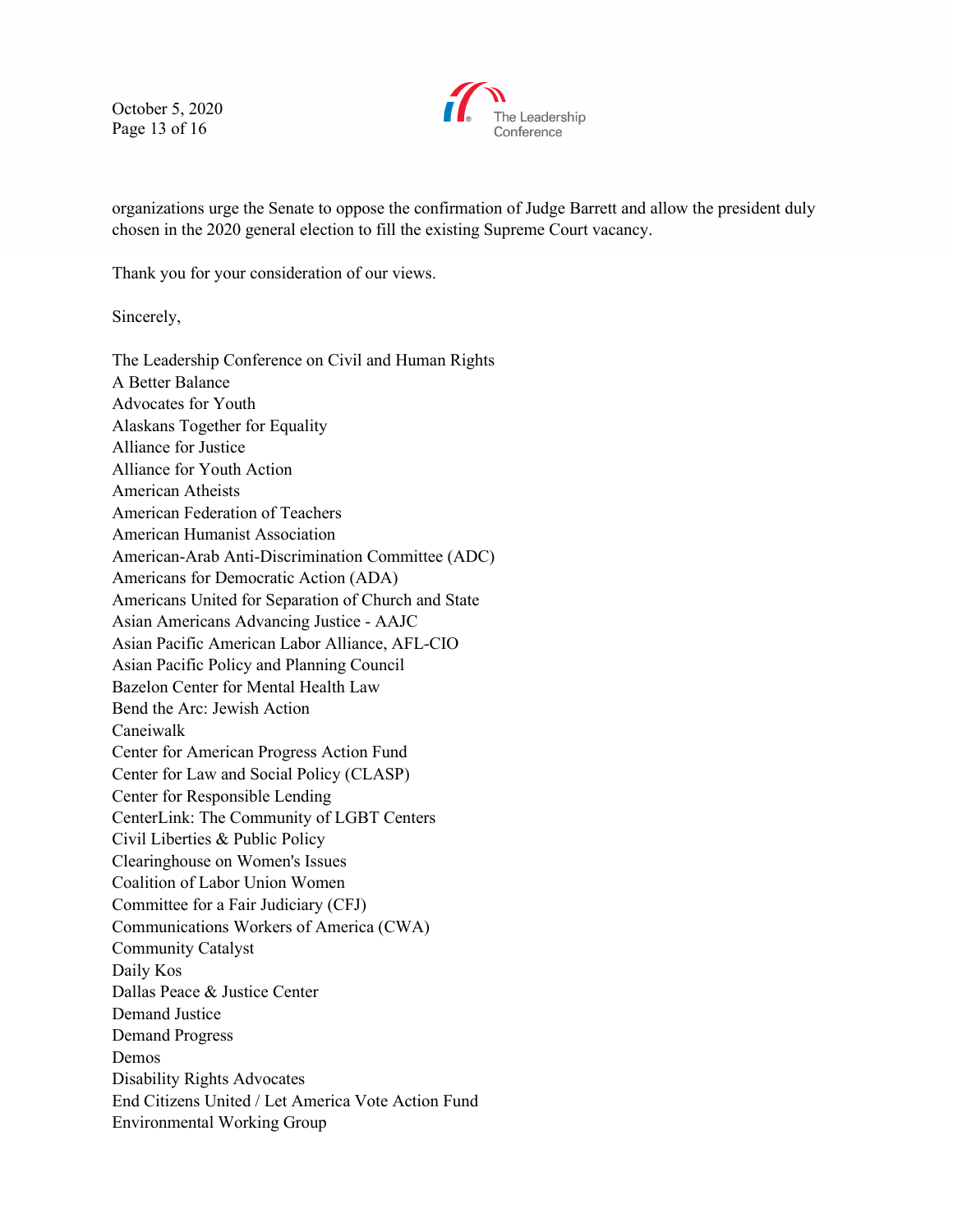organizations urge the Senate to oppose the confirmation of Judge Barrett and allow the president duly chosen in the 2020 general election to fill the existing Supreme Court vacancy.

Thank you for your consideration of our views.

Sincerely,

The Leadership Conference on Civil and Human Rights
A Better Balance
Advocates for Youth
Alaskans Together for Equality
Alliance for Justice
Alliance for Youth Action
American Atheists
American Federation of Teachers
American Humanist Association
American-Arab Anti-Discrimination Committee (ADC)
Americans for Democratic Action (ADA)
Americans United for Separation of Church and State
Asian Americans Advancing Justice - AAJC
Asian Pacific American Labor Alliance, AFL-CIO
Asian Pacific Policy and Planning Council
Bazelon Center for Mental Health Law
Bend the Arc: Jewish Action
Caneiwalk
Center for American Progress Action Fund
Center for Law and Social Policy (CLASP)
Center for Responsible Lending
CenterLink: The Community of LGBT Centers
Civil Liberties & Public Policy
Clearinghouse on Women's Issues
Coalition of Labor Union Women
Committee for a Fair Judiciary (CFJ)
Communications Workers of America (CWA)
Community Catalyst
Daily Kos
Dallas Peace & Justice Center
Demand Justice
Demand Progress
Demos
Disability Rights Advocates
End Citizens United / Let America Vote Action Fund
Environmental Working Group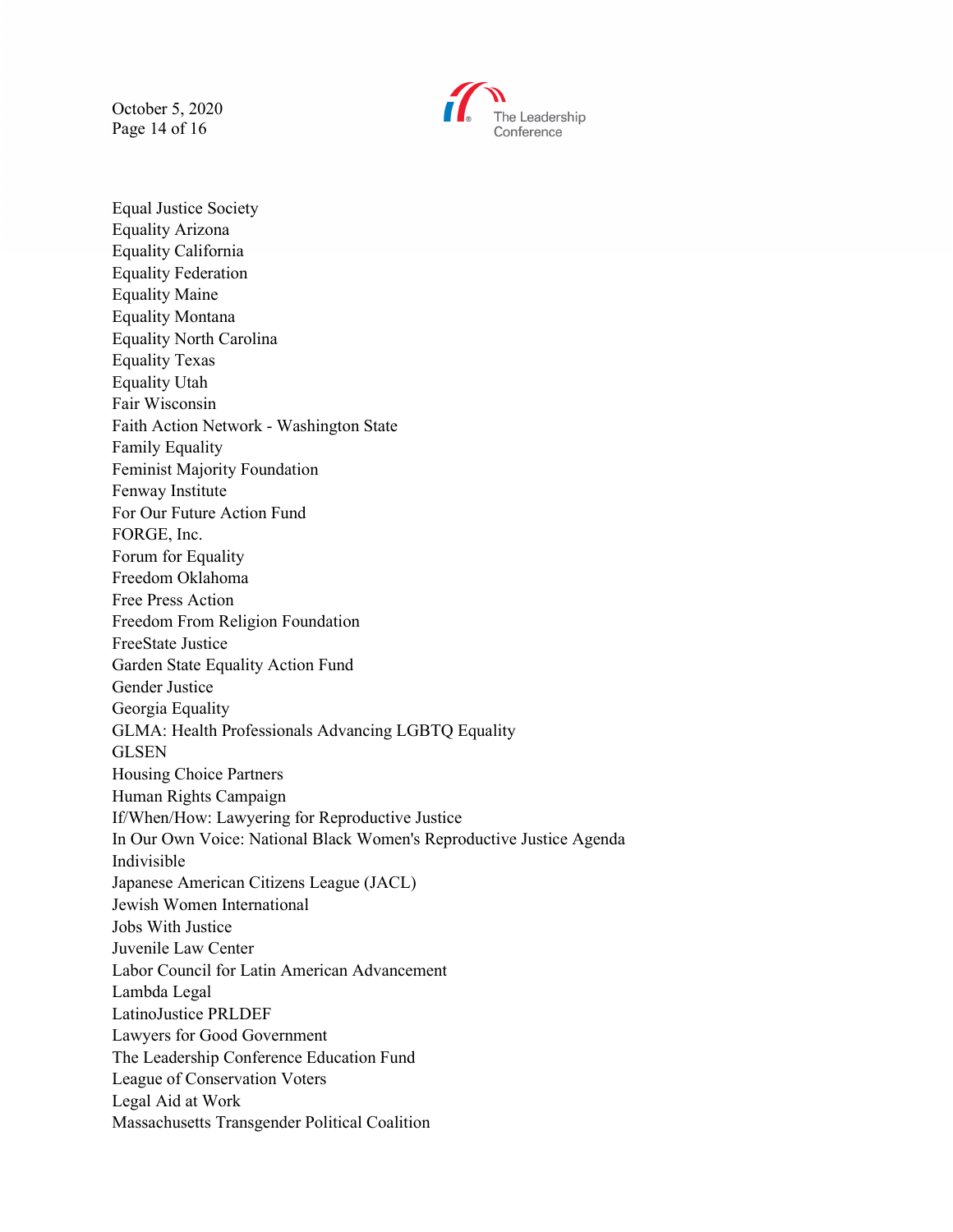Equal Justice Society
Equality Arizona
Equality California
Equality Federation
Equality Maine
Equality Montana
Equality North Carolina
Equality Texas
Equality Utah
Fair Wisconsin
Faith Action Network - Washington State
Family Equality
Feminist Majority Foundation
Fenway Institute
For Our Future Action Fund
FORGE, Inc.
Forum for Equality
Freedom Oklahoma
Free Press Action
Freedom From Religion Foundation
FreeState Justice
Garden State Equality Action Fund
Gender Justice
Georgia Equality
GLMA: Health Professionals Advancing LGBTQ Equality
GLSEN
Housing Choice Partners
Human Rights Campaign
If/When/How: Lawyering for Reproductive Justice
In Our Own Voice: National Black Women's Reproductive Justice Agenda
Indivisible
Japanese American Citizens League (JACL)
Jewish Women International
Jobs With Justice
Juvenile Law Center
Labor Council for Latin American Advancement
Lambda Legal
LatinoJustice PRLDEF
Lawyers for Good Government
The Leadership Conference Education Fund
League of Conservation Voters
Legal Aid at Work
Massachusetts Transgender Political Coalition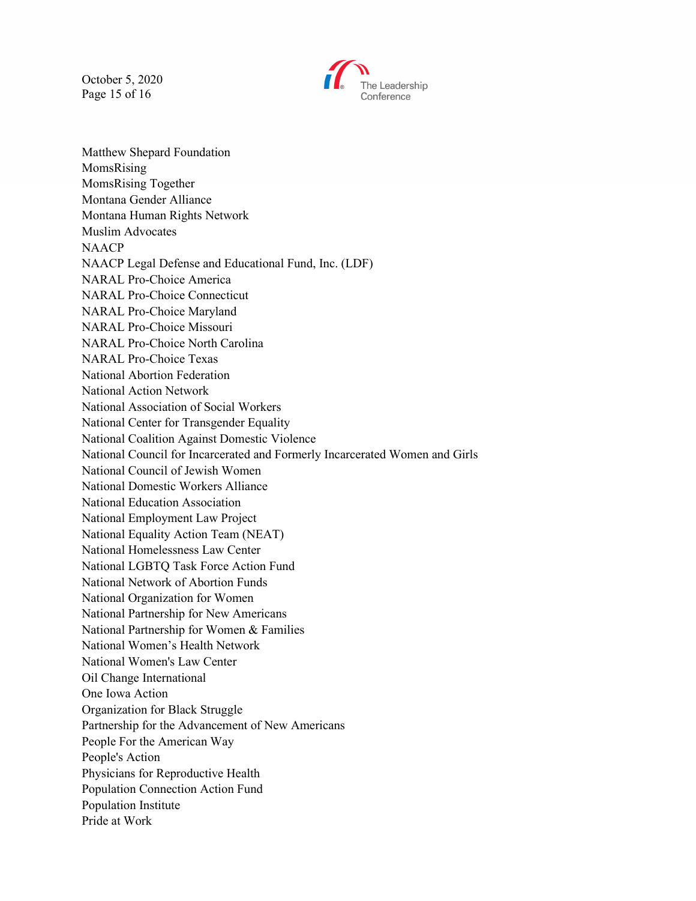Matthew Shepard Foundation
MomsRising
MomsRising Together
Montana Gender Alliance
Montana Human Rights Network
Muslim Advocates
NAACP
NAACP Legal Defense and Educational Fund, Inc. (LDF)
NARAL Pro-Choice America
NARAL Pro-Choice Connecticut
NARAL Pro-Choice Maryland
NARAL Pro-Choice Missouri
NARAL Pro-Choice North Carolina
NARAL Pro-Choice Texas
National Abortion Federation
National Action Network
National Association of Social Workers
National Center for Transgender Equality
National Coalition Against Domestic Violence
National Council for Incarcerated and Formerly Incarcerated Women and Girls
National Council of Jewish Women
National Domestic Workers Alliance
National Education Association
National Employment Law Project
National Equality Action Team (NEAT)
National Homelessness Law Center
National LGBTQ Task Force Action Fund
National Network of Abortion Funds
National Organization for Women
National Partnership for New Americans
National Partnership for Women & Families
National Women's Health Network
National Women's Law Center
Oil Change International
One Iowa Action
Organization for Black Struggle
Partnership for the Advancement of New Americans
People For the American Way
People's Action
Physicians for Reproductive Health
Population Connection Action Fund
Population Institute
Pride at Work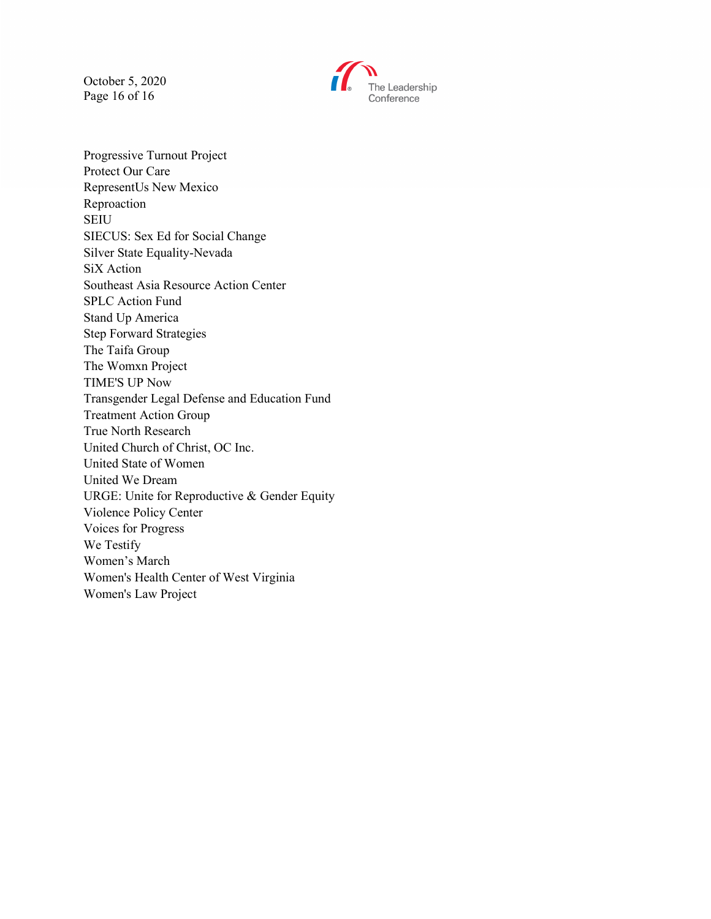Progressive Turnout Project
Protect Our Care
RepresentUs New Mexico
Reproaction
SEIU
SIECUS: Sex Ed for Social Change
Silver State Equality-Nevada
SiX Action
Southeast Asia Resource Action Center
SPLC Action Fund
Stand Up America
Step Forward Strategies
The Taifa Group
The Womxn Project
TIME'S UP Now
Transgender Legal Defense and Education Fund
Treatment Action Group
True North Research
United Church of Christ, OC Inc.
United State of Women
United We Dream
URGE: Unite for Reproductive & Gender Equity
Violence Policy Center
Voices for Progress
We Testify
Women's March
Women's Health Center of West Virginia
Women's Law Project